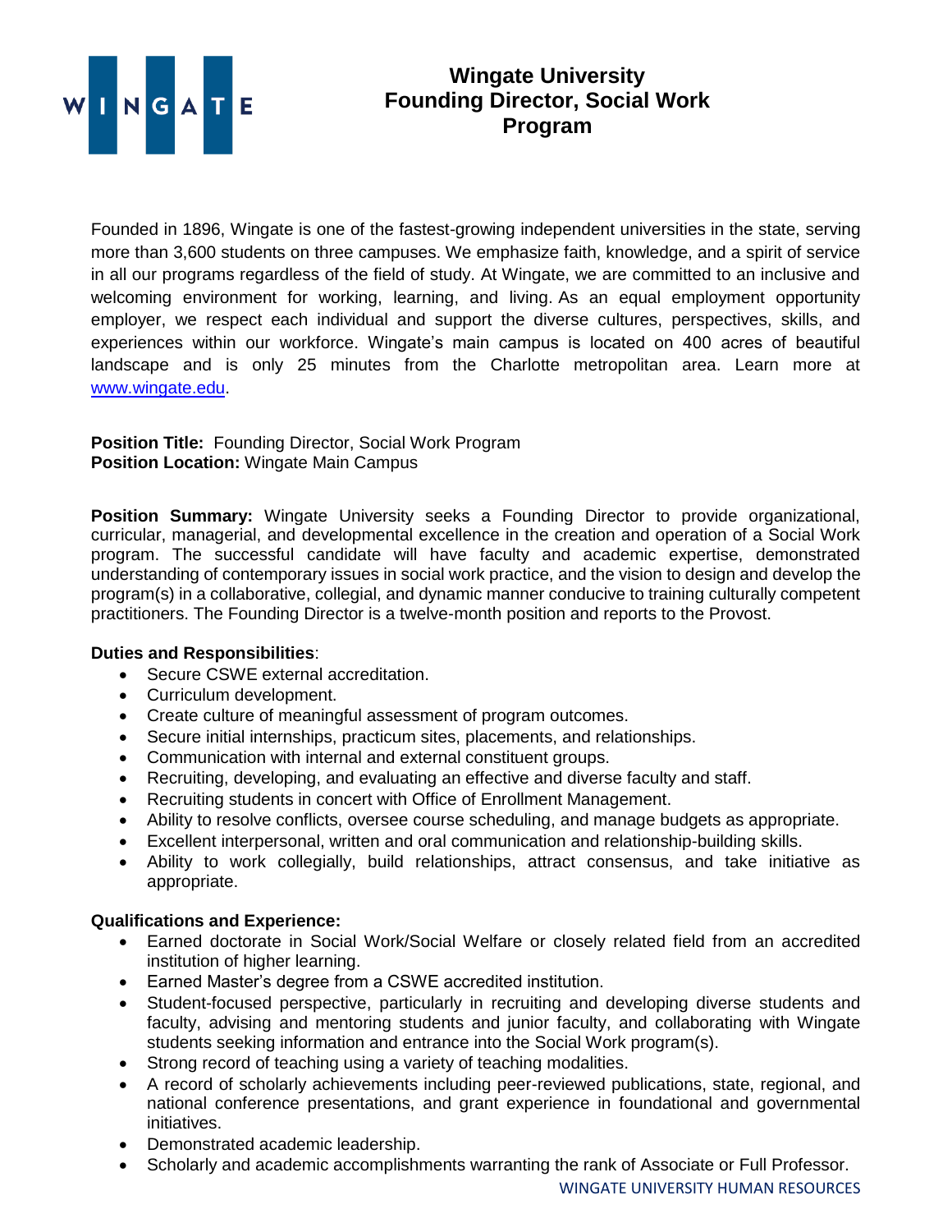# Wingate University Founding Director, Social Work Program

Founded in 1896, Wingate is one of the fastest-growing independent universities in the state, serving more than 3,600 students on three campuses. We emphasize faith, knowledge, and a spirit of service in all our programs regardless of the field of study. At Wingate, we are committed to an inclusive and welcoming environment for working, learning, and living. As an equal employment opportunity employer, we respect each individual and support the diverse cultures, perspectives, skills, and experiences within our workforce. Wingate's main campus is located on 400 acres of beautiful landscape and is only 25 minutes from the Charlotte metropolitan area. Learn more at [www.wingate.edu](http://www.wingate.edu).

**Position Title:** Founding Director, Social Work Program
**Position Location:** Wingate Main Campus

**Position Summary:** Wingate University seeks a Founding Director to provide organizational, curricular, managerial, and developmental excellence in the creation and operation of a Social Work program. The successful candidate will have faculty and academic expertise, demonstrated understanding of contemporary issues in social work practice, and the vision to design and develop the program(s) in a collaborative, collegial, and dynamic manner conducive to training culturally competent practitioners. The Founding Director is a twelve-month position and reports to the Provost.

**Duties and Responsibilities**:

- Secure CSWE external accreditation.
- Curriculum development.
- Create culture of meaningful assessment of program outcomes.
- Secure initial internships, practicum sites, placements, and relationships.
- Communication with internal and external constituent groups.
- Recruiting, developing, and evaluating an effective and diverse faculty and staff.
- Recruiting students in concert with Office of Enrollment Management.
- Ability to resolve conflicts, oversee course scheduling, and manage budgets as appropriate.
- Excellent interpersonal, written and oral communication and relationship-building skills.
- Ability to work collegially, build relationships, attract consensus, and take initiative as appropriate.

**Qualifications and Experience:**

- Earned doctorate in Social Work/Social Welfare or closely related field from an accredited institution of higher learning.
- Earned Master's degree from a CSWE accredited institution.
- Student-focused perspective, particularly in recruiting and developing diverse students and faculty, advising and mentoring students and junior faculty, and collaborating with Wingate students seeking information and entrance into the Social Work program(s).
- Strong record of teaching using a variety of teaching modalities.
- A record of scholarly achievements including peer-reviewed publications, state, regional, and national conference presentations, and grant experience in foundational and governmental initiatives.
- Demonstrated academic leadership.
- Scholarly and academic accomplishments warranting the rank of Associate or Full Professor.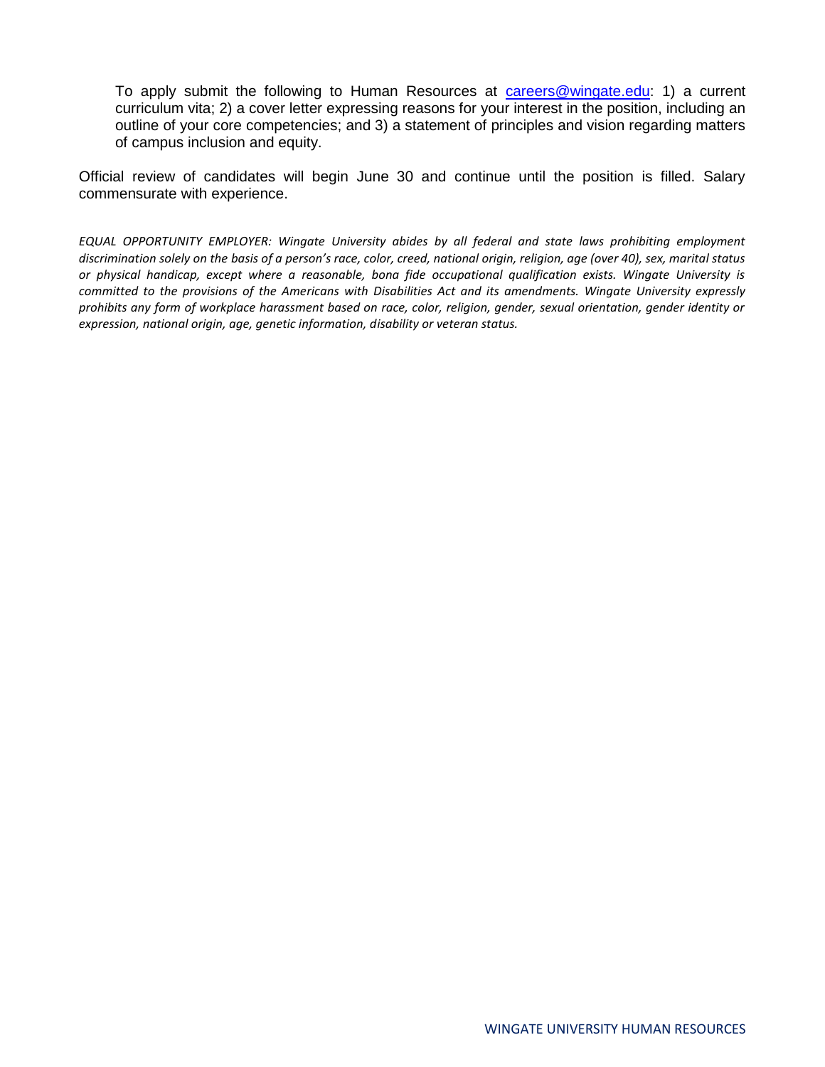To apply submit the following to Human Resources at careers@wingate.edu: 1) a current curriculum vita; 2) a cover letter expressing reasons for your interest in the position, including an outline of your core competencies; and 3) a statement of principles and vision regarding matters of campus inclusion and equity.

Official review of candidates will begin June 30 and continue until the position is filled. Salary commensurate with experience.

*EQUAL OPPORTUNITY EMPLOYER: Wingate University abides by all federal and state laws prohibiting employment discrimination solely on the basis of a person's race, color, creed, national origin, religion, age (over 40), sex, marital status or physical handicap, except where a reasonable, bona fide occupational qualification exists. Wingate University is committed to the provisions of the Americans with Disabilities Act and its amendments. Wingate University expressly prohibits any form of workplace harassment based on race, color, religion, gender, sexual orientation, gender identity or expression, national origin, age, genetic information, disability or veteran status.*